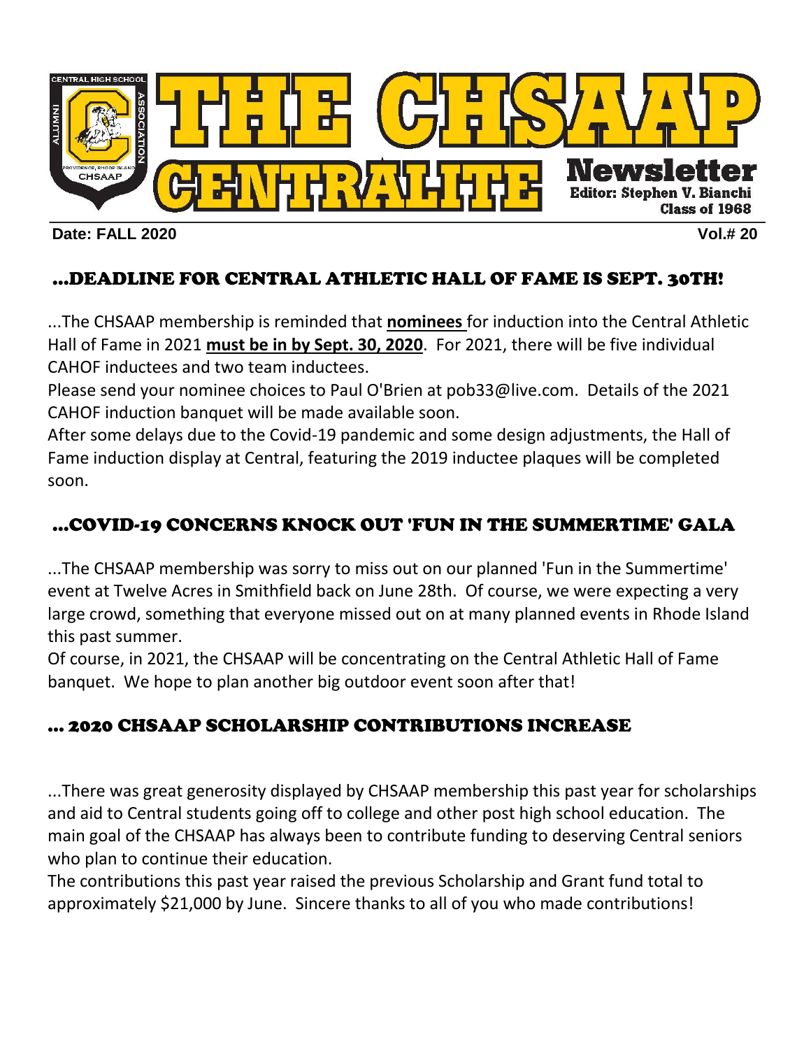# THE CHSAAP CENTRALITE Newsletter

Editor: Stephen V. Bianchi
Class of 1968

**Date: FALL 2020** **Vol.# 20**

## ...DEADLINE FOR CENTRAL ATHLETIC HALL OF FAME IS SEPT. 30TH!

...The CHSAAP membership is reminded that **nominees** for induction into the Central Athletic Hall of Fame in 2021 **must be in by Sept. 30, 2020**. For 2021, there will be five individual CAHOF inductees and two team inductees.

Please send your nominee choices to Paul O'Brien at pob33@live.com. Details of the 2021 CAHOF induction banquet will be made available soon.

After some delays due to the Covid-19 pandemic and some design adjustments, the Hall of Fame induction display at Central, featuring the 2019 inductee plaques will be completed soon.

## ...COVID-19 CONCERNS KNOCK OUT 'FUN IN THE SUMMERTIME' GALA

...The CHSAAP membership was sorry to miss out on our planned 'Fun in the Summertime' event at Twelve Acres in Smithfield back on June 28th. Of course, we were expecting a very large crowd, something that everyone missed out on at many planned events in Rhode Island this past summer.

Of course, in 2021, the CHSAAP will be concentrating on the Central Athletic Hall of Fame banquet. We hope to plan another big outdoor event soon after that!

## ... 2020 CHSAAP SCHOLARSHIP CONTRIBUTIONS INCREASE

...There was great generosity displayed by CHSAAP membership this past year for scholarships and aid to Central students going off to college and other post high school education. The main goal of the CHSAAP has always been to contribute funding to deserving Central seniors who plan to continue their education.

The contributions this past year raised the previous Scholarship and Grant fund total to approximately $21,000 by June. Sincere thanks to all of you who made contributions!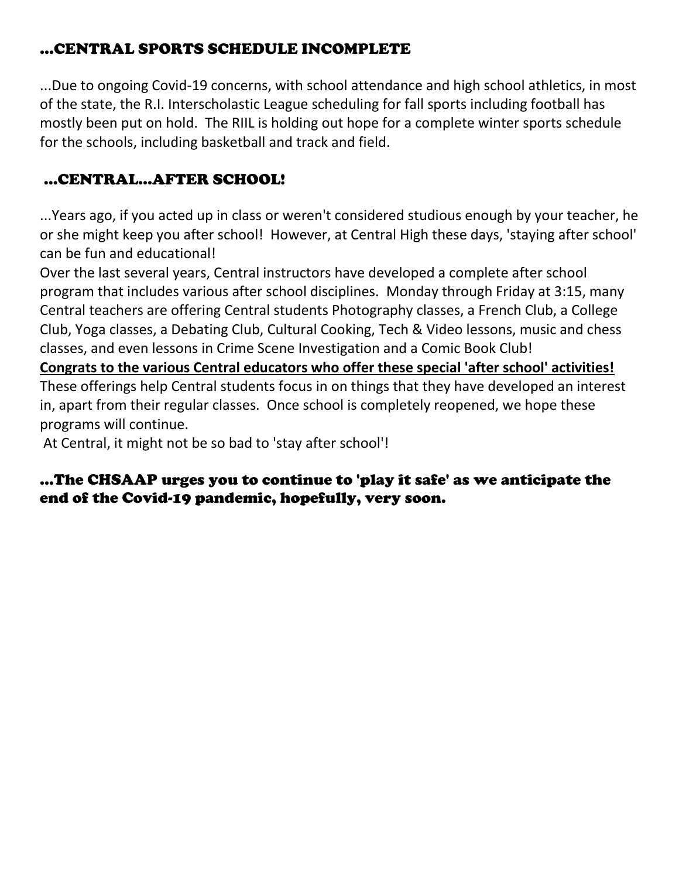## ...CENTRAL SPORTS SCHEDULE INCOMPLETE

...Due to ongoing Covid-19 concerns, with school attendance and high school athletics, in most of the state, the R.I. Interscholastic League scheduling for fall sports including football has mostly been put on hold. The RIIL is holding out hope for a complete winter sports schedule for the schools, including basketball and track and field.

## ...CENTRAL...AFTER SCHOOL!

...Years ago, if you acted up in class or weren't considered studious enough by your teacher, he or she might keep you after school! However, at Central High these days, 'staying after school' can be fun and educational!

Over the last several years, Central instructors have developed a complete after school program that includes various after school disciplines. Monday through Friday at 3:15, many Central teachers are offering Central students Photography classes, a French Club, a College Club, Yoga classes, a Debating Club, Cultural Cooking, Tech & Video lessons, music and chess classes, and even lessons in Crime Scene Investigation and a Comic Book Club!

**Congrats to the various Central educators who offer these special 'after school' activities!**

These offerings help Central students focus in on things that they have developed an interest in, apart from their regular classes. Once school is completely reopened, we hope these programs will continue.

At Central, it might not be so bad to 'stay after school'!

**...The CHSAAP urges you to continue to 'play it safe' as we anticipate the end of the Covid-19 pandemic, hopefully, very soon.**